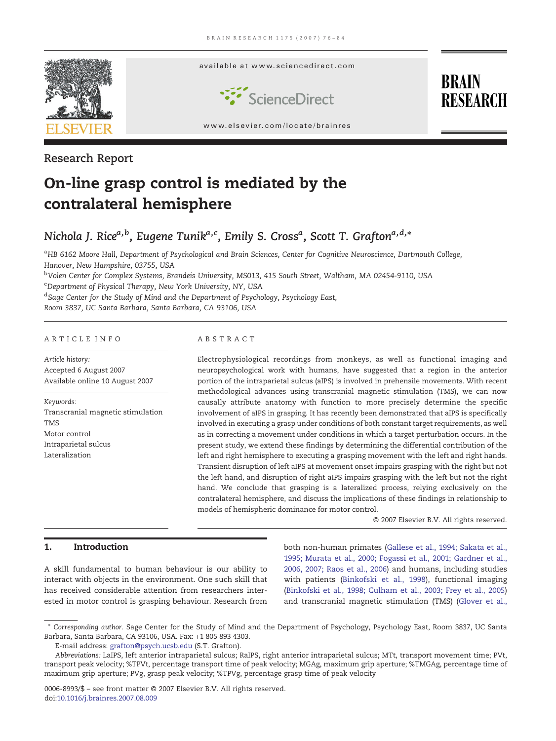Research Report

# On-line grasp control is mediated by the contralateral hemisphere

*Nichola J. Rice*[a,b], *Eugene Tunik*[a,c], *Emily S. Cross*[a], *Scott T. Grafton*[a,d,*]

[a]*HB 6162 Moore Hall, Department of Psychological and Brain Sciences, Center for Cognitive Neuroscience, Dartmouth College, Hanover, New Hampshire, 03755, USA*

[b]*Volen Center for Complex Systems, Brandeis University, MS013, 415 South Street, Waltham, MA 02454-9110, USA*

[c]*Department of Physical Therapy, New York University, NY, USA*

[d]*Sage Center for the Study of Mind and the Department of Psychology, Psychology East, Room 3837, UC Santa Barbara, Santa Barbara, CA 93106, USA*

## ARTICLE INFO

*Article history:*
Accepted 6 August 2007
Available online 10 August 2007

*Keywords:*
Transcranial magnetic stimulation
TMS
Motor control
Intraparietal sulcus
Lateralization

## ABSTRACT

Electrophysiological recordings from monkeys, as well as functional imaging and neuropsychological work with humans, have suggested that a region in the anterior portion of the intraparietal sulcus (aIPS) is involved in prehensile movements. With recent methodological advances using transcranial magnetic stimulation (TMS), we can now causally attribute anatomy with function to more precisely determine the specific involvement of aIPS in grasping. It has recently been demonstrated that aIPS is specifically involved in executing a grasp under conditions of both constant target requirements, as well as in correcting a movement under conditions in which a target perturbation occurs. In the present study, we extend these findings by determining the differential contribution of the left and right hemisphere to executing a grasping movement with the left and right hands. Transient disruption of left aIPS at movement onset impairs grasping with the right but not the left hand, and disruption of right aIPS impairs grasping with the left but not the right hand. We conclude that grasping is a lateralized process, relying exclusively on the contralateral hemisphere, and discuss the implications of these findings in relationship to models of hemispheric dominance for motor control.

© 2007 Elsevier B.V. All rights reserved.

## 1. Introduction

A skill fundamental to human behaviour is our ability to interact with objects in the environment. One such skill that has received considerable attention from researchers interested in motor control is grasping behaviour. Research from both non-human primates (Gallese et al., 1994; Sakata et al., 1995; Murata et al., 2000; Fogassi et al., 2001; Gardner et al., 2006, 2007; Raos et al., 2006) and humans, including studies with patients (Binkofski et al., 1998), functional imaging (Binkofski et al., 1998; Culham et al., 2003; Frey et al., 2005) and transcranial magnetic stimulation (TMS) (Glover et al.,

\* *Corresponding author*. Sage Center for the Study of Mind and the Department of Psychology, Psychology East, Room 3837, UC Santa Barbara, Santa Barbara, CA 93106, USA. Fax: +1 805 893 4303.
E-mail address: grafton@psych.ucsb.edu (S.T. Grafton).

*Abbreviations:* LaIPS, left anterior intraparietal sulcus; RaIPS, right anterior intraparietal sulcus; MTt, transport movement time; PVt, transport peak velocity; %TPVt, percentage transport time of peak velocity; MGAg, maximum grip aperture; %TMGAg, percentage time of maximum grip aperture; PVg, grasp peak velocity; %TPVg, percentage grasp time of peak velocity

0006-8993/$ – see front matter © 2007 Elsevier B.V. All rights reserved.
doi:10.1016/j.brainres.2007.08.009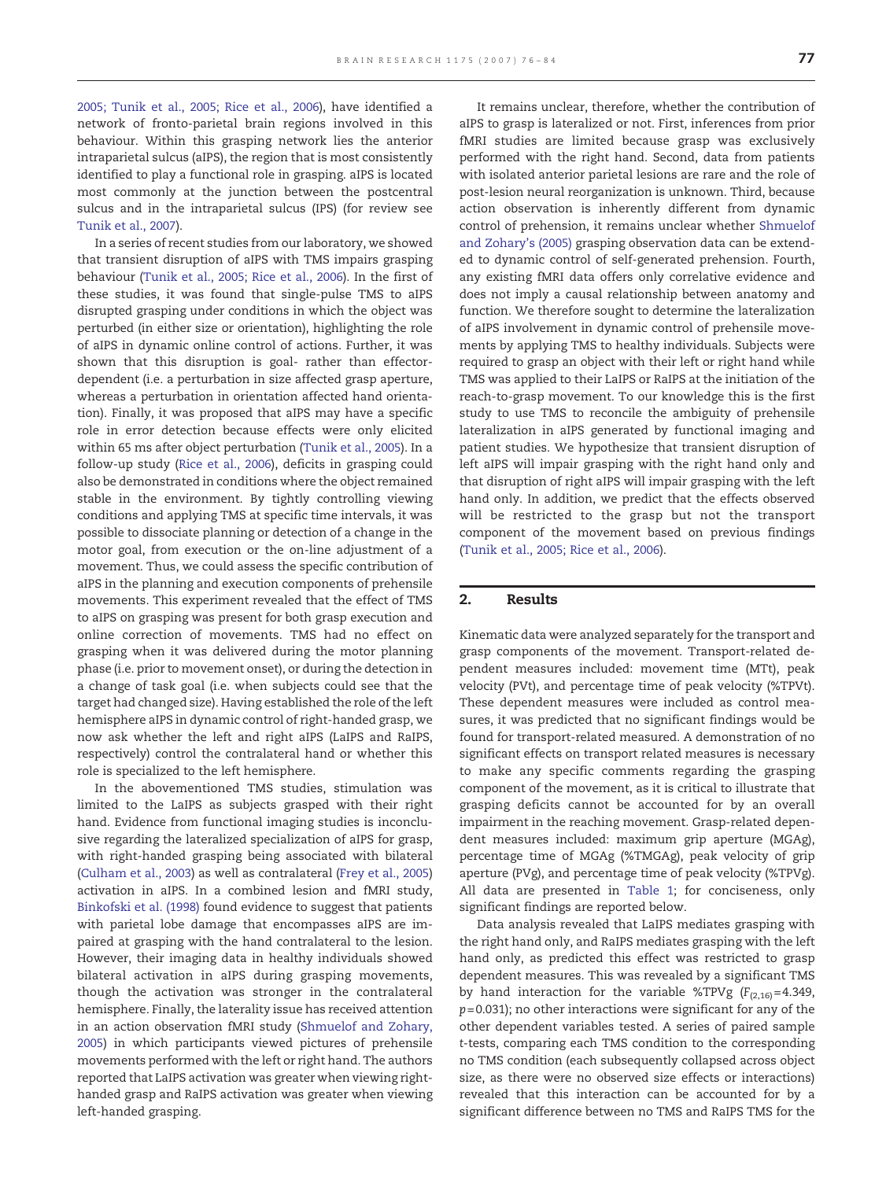2005; Tunik et al., 2005; Rice et al., 2006), have identified a network of fronto-parietal brain regions involved in this behaviour. Within this grasping network lies the anterior intraparietal sulcus (aIPS), the region that is most consistently identified to play a functional role in grasping. aIPS is located most commonly at the junction between the postcentral sulcus and in the intraparietal sulcus (IPS) (for review see Tunik et al., 2007).

In a series of recent studies from our laboratory, we showed that transient disruption of aIPS with TMS impairs grasping behaviour (Tunik et al., 2005; Rice et al., 2006). In the first of these studies, it was found that single-pulse TMS to aIPS disrupted grasping under conditions in which the object was perturbed (in either size or orientation), highlighting the role of aIPS in dynamic online control of actions. Further, it was shown that this disruption is goal- rather than effector-dependent (i.e. a perturbation in size affected grasp aperture, whereas a perturbation in orientation affected hand orientation). Finally, it was proposed that aIPS may have a specific role in error detection because effects were only elicited within 65 ms after object perturbation (Tunik et al., 2005). In a follow-up study (Rice et al., 2006), deficits in grasping could also be demonstrated in conditions where the object remained stable in the environment. By tightly controlling viewing conditions and applying TMS at specific time intervals, it was possible to dissociate planning or detection of a change in the motor goal, from execution or the on-line adjustment of a movement. Thus, we could assess the specific contribution of aIPS in the planning and execution components of prehensile movements. This experiment revealed that the effect of TMS to aIPS on grasping was present for both grasp execution and online correction of movements. TMS had no effect on grasping when it was delivered during the motor planning phase (i.e. prior to movement onset), or during the detection in a change of task goal (i.e. when subjects could see that the target had changed size). Having established the role of the left hemisphere aIPS in dynamic control of right-handed grasp, we now ask whether the left and right aIPS (LaIPS and RaIPS, respectively) control the contralateral hand or whether this role is specialized to the left hemisphere.

In the abovementioned TMS studies, stimulation was limited to the LaIPS as subjects grasped with their right hand. Evidence from functional imaging studies is inconclusive regarding the lateralized specialization of aIPS for grasp, with right-handed grasping being associated with bilateral (Culham et al., 2003) as well as contralateral (Frey et al., 2005) activation in aIPS. In a combined lesion and fMRI study, Binkofski et al. (1998) found evidence to suggest that patients with parietal lobe damage that encompasses aIPS are impaired at grasping with the hand contralateral to the lesion. However, their imaging data in healthy individuals showed bilateral activation in aIPS during grasping movements, though the activation was stronger in the contralateral hemisphere. Finally, the laterality issue has received attention in an action observation fMRI study (Shmuelof and Zohary, 2005) in which participants viewed pictures of prehensile movements performed with the left or right hand. The authors reported that LaIPS activation was greater when viewing right-handed grasp and RaIPS activation was greater when viewing left-handed grasping.

It remains unclear, therefore, whether the contribution of aIPS to grasp is lateralized or not. First, inferences from prior fMRI studies are limited because grasp was exclusively performed with the right hand. Second, data from patients with isolated anterior parietal lesions are rare and the role of post-lesion neural reorganization is unknown. Third, because action observation is inherently different from dynamic control of prehension, it remains unclear whether Shmuelof and Zohary's (2005) grasping observation data can be extended to dynamic control of self-generated prehension. Fourth, any existing fMRI data offers only correlative evidence and does not imply a causal relationship between anatomy and function. We therefore sought to determine the lateralization of aIPS involvement in dynamic control of prehensile movements by applying TMS to healthy individuals. Subjects were required to grasp an object with their left or right hand while TMS was applied to their LaIPS or RaIPS at the initiation of the reach-to-grasp movement. To our knowledge this is the first study to use TMS to reconcile the ambiguity of prehensile lateralization in aIPS generated by functional imaging and patient studies. We hypothesize that transient disruption of left aIPS will impair grasping with the right hand only and that disruption of right aIPS will impair grasping with the left hand only. In addition, we predict that the effects observed will be restricted to the grasp but not the transport component of the movement based on previous findings (Tunik et al., 2005; Rice et al., 2006).

## 2. Results

Kinematic data were analyzed separately for the transport and grasp components of the movement. Transport-related dependent measures included: movement time (MTt), peak velocity (PVt), and percentage time of peak velocity (%TPVt). These dependent measures were included as control measures, it was predicted that no significant findings would be found for transport-related measured. A demonstration of no significant effects on transport related measures is necessary to make any specific comments regarding the grasping component of the movement, as it is critical to illustrate that grasping deficits cannot be accounted for by an overall impairment in the reaching movement. Grasp-related dependent measures included: maximum grip aperture (MGAg), percentage time of MGAg (%TMGAg), peak velocity of grip aperture (PVg), and percentage time of peak velocity (%TPVg). All data are presented in Table 1; for conciseness, only significant findings are reported below.

Data analysis revealed that LaIPS mediates grasping with the right hand only, and RaIPS mediates grasping with the left hand only, as predicted this effect was restricted to grasp dependent measures. This was revealed by a significant TMS by hand interaction for the variable %TPVg ($F_{(2,16)}=4.349$, $p=0.031$); no other interactions were significant for any of the other dependent variables tested. A series of paired sample $t$-tests, comparing each TMS condition to the corresponding no TMS condition (each subsequently collapsed across object size, as there were no observed size effects or interactions) revealed that this interaction can be accounted for by a significant difference between no TMS and RaIPS TMS for the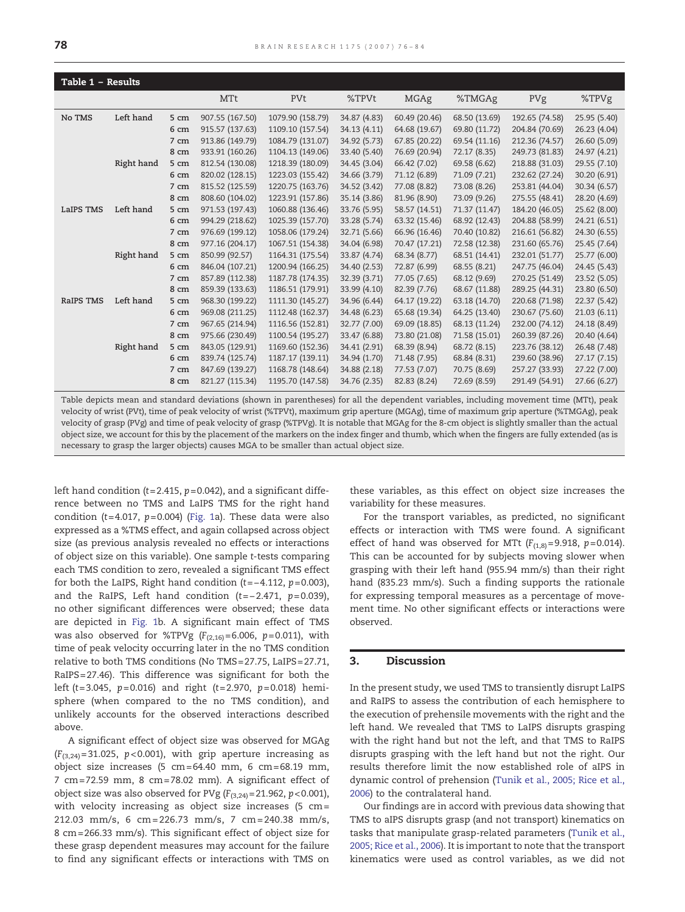**Table 1 – Results**

| | | | MTt | PVt | %TPVt | MGAg | %TMGAg | PVg | %TPVg |
|---|---|---|---|---|---|---|---|---|---|
| No TMS | Left hand | 5 cm | 907.55 (167.50) | 1079.90 (158.79) | 34.87 (4.83) | 60.49 (20.46) | 68.50 (13.69) | 192.65 (74.58) | 25.95 (5.40) |
| | | 6 cm | 915.57 (137.63) | 1109.10 (157.54) | 34.13 (4.11) | 64.68 (19.67) | 69.80 (11.72) | 204.84 (70.69) | 26.23 (4.04) |
| | | 7 cm | 913.86 (149.79) | 1084.79 (131.07) | 34.92 (5.73) | 67.85 (20.22) | 69.54 (11.16) | 212.36 (74.57) | 26.60 (5.09) |
| | | 8 cm | 933.91 (160.26) | 1104.13 (149.06) | 33.40 (5.40) | 76.69 (20.94) | 72.17 (8.35) | 249.73 (81.83) | 24.97 (4.21) |
| | Right hand | 5 cm | 812.54 (130.08) | 1218.39 (180.09) | 34.45 (3.04) | 66.42 (7.02) | 69.58 (6.62) | 218.88 (31.03) | 29.55 (7.10) |
| | | 6 cm | 820.02 (128.15) | 1223.03 (155.42) | 34.66 (3.79) | 71.12 (6.89) | 71.09 (7.21) | 232.62 (27.24) | 30.20 (6.91) |
| | | 7 cm | 815.52 (125.59) | 1220.75 (163.76) | 34.52 (3.42) | 77.08 (8.82) | 73.08 (8.26) | 253.81 (44.04) | 30.34 (6.57) |
| | | 8 cm | 808.60 (104.02) | 1223.91 (157.86) | 35.14 (3.86) | 81.96 (8.90) | 73.09 (9.26) | 275.55 (48.41) | 28.20 (4.69) |
| LaIPS TMS | Left hand | 5 cm | 971.53 (197.43) | 1060.88 (136.46) | 33.76 (5.95) | 58.57 (14.51) | 71.37 (11.47) | 184.20 (46.05) | 25.62 (8.00) |
| | | 6 cm | 994.29 (218.62) | 1025.39 (157.70) | 33.28 (5.74) | 63.32 (15.46) | 68.92 (12.43) | 204.88 (58.99) | 24.21 (6.51) |
| | | 7 cm | 976.69 (199.12) | 1058.06 (179.24) | 32.71 (5.66) | 66.96 (16.46) | 70.40 (10.82) | 216.61 (56.82) | 24.30 (6.55) |
| | | 8 cm | 977.16 (204.17) | 1067.51 (154.38) | 34.04 (6.98) | 70.47 (17.21) | 72.58 (12.38) | 231.60 (65.76) | 25.45 (7.64) |
| | Right hand | 5 cm | 850.99 (92.57) | 1164.31 (175.54) | 33.87 (4.74) | 68.34 (8.77) | 68.51 (14.41) | 232.01 (51.77) | 25.77 (6.00) |
| | | 6 cm | 846.04 (107.21) | 1200.94 (166.25) | 34.40 (2.53) | 72.87 (6.99) | 68.55 (8.21) | 247.75 (46.04) | 24.45 (5.43) |
| | | 7 cm | 857.89 (112.38) | 1187.78 (174.35) | 32.39 (3.71) | 77.05 (7.65) | 68.12 (9.69) | 270.25 (51.49) | 23.52 (5.05) |
| | | 8 cm | 859.39 (133.63) | 1186.51 (179.91) | 33.99 (4.10) | 82.39 (7.76) | 68.67 (11.88) | 289.25 (44.31) | 23.80 (6.50) |
| RaIPS TMS | Left hand | 5 cm | 968.30 (199.22) | 1111.30 (145.27) | 34.96 (6.44) | 64.17 (19.22) | 63.18 (14.70) | 220.68 (71.98) | 22.37 (5.42) |
| | | 6 cm | 969.08 (211.25) | 1112.48 (162.37) | 34.48 (6.23) | 65.68 (19.34) | 64.25 (13.40) | 230.67 (75.60) | 21.03 (6.11) |
| | | 7 cm | 967.65 (214.94) | 1116.56 (152.81) | 32.77 (7.00) | 69.09 (18.85) | 68.13 (11.24) | 232.00 (74.12) | 24.18 (8.49) |
| | | 8 cm | 975.66 (230.49) | 1100.54 (195.27) | 33.47 (6.88) | 73.80 (21.08) | 71.58 (15.01) | 260.39 (87.26) | 20.40 (4.64) |
| | Right hand | 5 cm | 843.05 (129.91) | 1169.60 (152.36) | 34.41 (2.91) | 68.39 (8.94) | 68.72 (8.15) | 223.76 (38.12) | 26.48 (7.48) |
| | | 6 cm | 839.74 (125.74) | 1187.17 (139.11) | 34.94 (1.70) | 71.48 (7.95) | 68.84 (8.31) | 239.60 (38.96) | 27.17 (7.15) |
| | | 7 cm | 847.69 (139.27) | 1168.78 (148.64) | 34.88 (2.18) | 77.53 (7.07) | 70.75 (8.69) | 257.27 (33.93) | 27.22 (7.00) |
| | | 8 cm | 821.27 (115.34) | 1195.70 (147.58) | 34.76 (2.35) | 82.83 (8.24) | 72.69 (8.59) | 291.49 (54.91) | 27.66 (6.27) |

Table depicts mean and standard deviations (shown in parentheses) for all the dependent variables, including movement time (MTt), peak velocity of wrist (PVt), time of peak velocity of wrist (%TPVt), maximum grip aperture (MGAg), time of maximum grip aperture (%TMGAg), peak velocity of grasp (PVg) and time of peak velocity of grasp (%TPVg). It is notable that MGAg for the 8-cm object is slightly smaller than the actual object size, we account for this by the placement of the markers on the index finger and thumb, which when the fingers are fully extended (as is necessary to grasp the larger objects) causes MGA to be smaller than actual object size.

left hand condition ($t$=2.415, $p$=0.042), and a significant difference between no TMS and LaIPS TMS for the right hand condition ($t$=4.017, $p$=0.004) (Fig. 1a). These data were also expressed as a %TMS effect, and again collapsed across object size (as previous analysis revealed no effects or interactions of object size on this variable). One sample $t$-tests comparing each TMS condition to zero, revealed a significant TMS effect for both the LaIPS, Right hand condition ($t$=−4.112, $p$=0.003), and the RaIPS, Left hand condition ($t$=−2.471, $p$=0.039), no other significant differences were observed; these data are depicted in Fig. 1b. A significant main effect of TMS was also observed for %TPVg ($F_{(2,16)}$=6.006, $p$=0.011), with time of peak velocity occurring later in the no TMS condition relative to both TMS conditions (No TMS=27.75, LaIPS=27.71, RaIPS=27.46). This difference was significant for both the left ($t$=3.045, $p$=0.016) and right ($t$=2.970, $p$=0.018) hemisphere (when compared to the no TMS condition), and unlikely accounts for the observed interactions described above.

A significant effect of object size was observed for MGAg ($F_{(3,24)}$=31.025, $p$<0.001), with grip aperture increasing as object size increases (5 cm=64.40 mm, 6 cm=68.19 mm, 7 cm=72.59 mm, 8 cm=78.02 mm). A significant effect of object size was also observed for PVg ($F_{(3,24)}$=21.962, $p$<0.001), with velocity increasing as object size increases (5 cm=212.03 mm/s, 6 cm=226.73 mm/s, 7 cm=240.38 mm/s, 8 cm=266.33 mm/s). This significant effect of object size for these grasp dependent measures may account for the failure to find any significant effects or interactions with TMS on these variables, as this effect on object size increases the variability for these measures.

For the transport variables, as predicted, no significant effects or interaction with TMS were found. A significant effect of hand was observed for MTt ($F_{(1,8)}$=9.918, $p$=0.014). This can be accounted for by subjects moving slower when grasping with their left hand (955.94 mm/s) than their right hand (835.23 mm/s). Such a finding supports the rationale for expressing temporal measures as a percentage of movement time. No other significant effects or interactions were observed.

## 3. Discussion

In the present study, we used TMS to transiently disrupt LaIPS and RaIPS to assess the contribution of each hemisphere to the execution of prehensile movements with the right and the left hand. We revealed that TMS to LaIPS disrupts grasping with the right hand but not the left, and that TMS to RaIPS disrupts grasping with the left hand but not the right. Our results therefore limit the now established role of aIPS in dynamic control of prehension (Tunik et al., 2005; Rice et al., 2006) to the contralateral hand.

Our findings are in accord with previous data showing that TMS to aIPS disrupts grasp (and not transport) kinematics on tasks that manipulate grasp-related parameters (Tunik et al., 2005; Rice et al., 2006). It is important to note that the transport kinematics were used as control variables, as we did not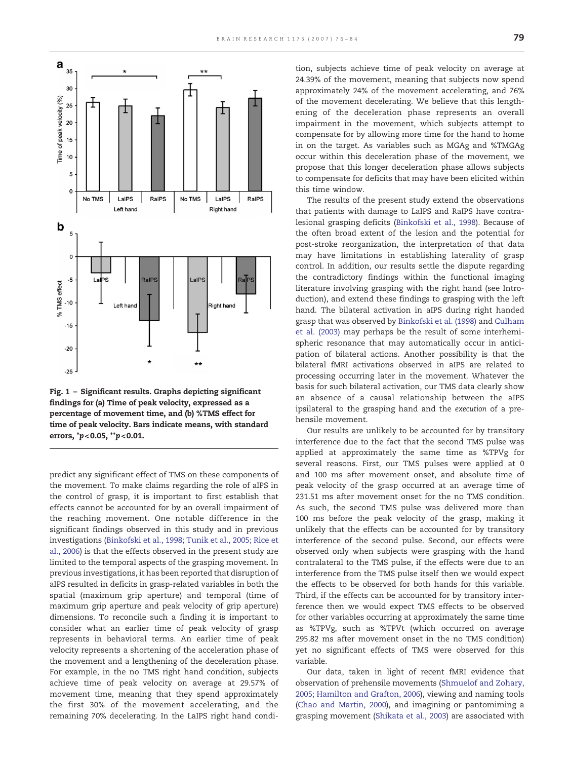Fig. 1 – Significant results. Graphs depicting significant findings for (a) Time of peak velocity, expressed as a percentage of movement time, and (b) %TMS effect for time of peak velocity. Bars indicate means, with standard errors, *$p<0.05$, **$p<0.01$.

predict any significant effect of TMS on these components of the movement. To make claims regarding the role of aIPS in the control of grasp, it is important to first establish that effects cannot be accounted for by an overall impairment of the reaching movement. One notable difference in the significant findings observed in this study and in previous investigations (Binkofski et al., 1998; Tunik et al., 2005; Rice et al., 2006) is that the effects observed in the present study are limited to the temporal aspects of the grasping movement. In previous investigations, it has been reported that disruption of aIPS resulted in deficits in grasp-related variables in both the spatial (maximum grip aperture) and temporal (time of maximum grip aperture and peak velocity of grip aperture) dimensions. To reconcile such a finding it is important to consider what an earlier time of peak velocity of grasp represents in behavioral terms. An earlier time of peak velocity represents a shortening of the acceleration phase of the movement and a lengthening of the deceleration phase. For example, in the no TMS right hand condition, subjects achieve time of peak velocity on average at 29.57% of movement time, meaning that they spend approximately the first 30% of the movement accelerating, and the remaining 70% decelerating. In the LaIPS right hand condition, subjects achieve time of peak velocity on average at 24.39% of the movement, meaning that subjects now spend approximately 24% of the movement accelerating, and 76% of the movement decelerating. We believe that this lengthening of the deceleration phase represents an overall impairment in the movement, which subjects attempt to compensate for by allowing more time for the hand to home in on the target. As variables such as MGAg and %TMGAg occur within this deceleration phase of the movement, we propose that this longer deceleration phase allows subjects to compensate for deficits that may have been elicited within this time window.

The results of the present study extend the observations that patients with damage to LaIPS and RaIPS have contralesional grasping deficits (Binkofski et al., 1998). Because of the often broad extent of the lesion and the potential for post-stroke reorganization, the interpretation of that data may have limitations in establishing laterality of grasp control. In addition, our results settle the dispute regarding the contradictory findings within the functional imaging literature involving grasping with the right hand (see Introduction), and extend these findings to grasping with the left hand. The bilateral activation in aIPS during right handed grasp that was observed by Binkofski et al. (1998) and Culham et al. (2003) may perhaps be the result of some interhemispheric resonance that may automatically occur in anticipation of bilateral actions. Another possibility is that the bilateral fMRI activations observed in aIPS are related to processing occurring later in the movement. Whatever the basis for such bilateral activation, our TMS data clearly show an absence of a causal relationship between the aIPS ipsilateral to the grasping hand and the *execution* of a prehensile movement.

Our results are unlikely to be accounted for by transitory interference due to the fact that the second TMS pulse was applied at approximately the same time as %TPVg for several reasons. First, our TMS pulses were applied at 0 and 100 ms after movement onset, and absolute time of peak velocity of the grasp occurred at an average time of 231.51 ms after movement onset for the no TMS condition. As such, the second TMS pulse was delivered more than 100 ms before the peak velocity of the grasp, making it unlikely that the effects can be accounted for by transitory interference of the second pulse. Second, our effects were observed only when subjects were grasping with the hand contralateral to the TMS pulse, if the effects were due to an interference from the TMS pulse itself then we would expect the effects to be observed for both hands for this variable. Third, if the effects can be accounted for by transitory interference then we would expect TMS effects to be observed for other variables occurring at approximately the same time as %TPVg, such as %TPVt (which occurred on average 295.82 ms after movement onset in the no TMS condition) yet no significant effects of TMS were observed for this variable.

Our data, taken in light of recent fMRI evidence that observation of prehensile movements (Shmuelof and Zohary, 2005; Hamilton and Grafton, 2006), viewing and naming tools (Chao and Martin, 2000), and imagining or pantomiming a grasping movement (Shikata et al., 2003) are associated with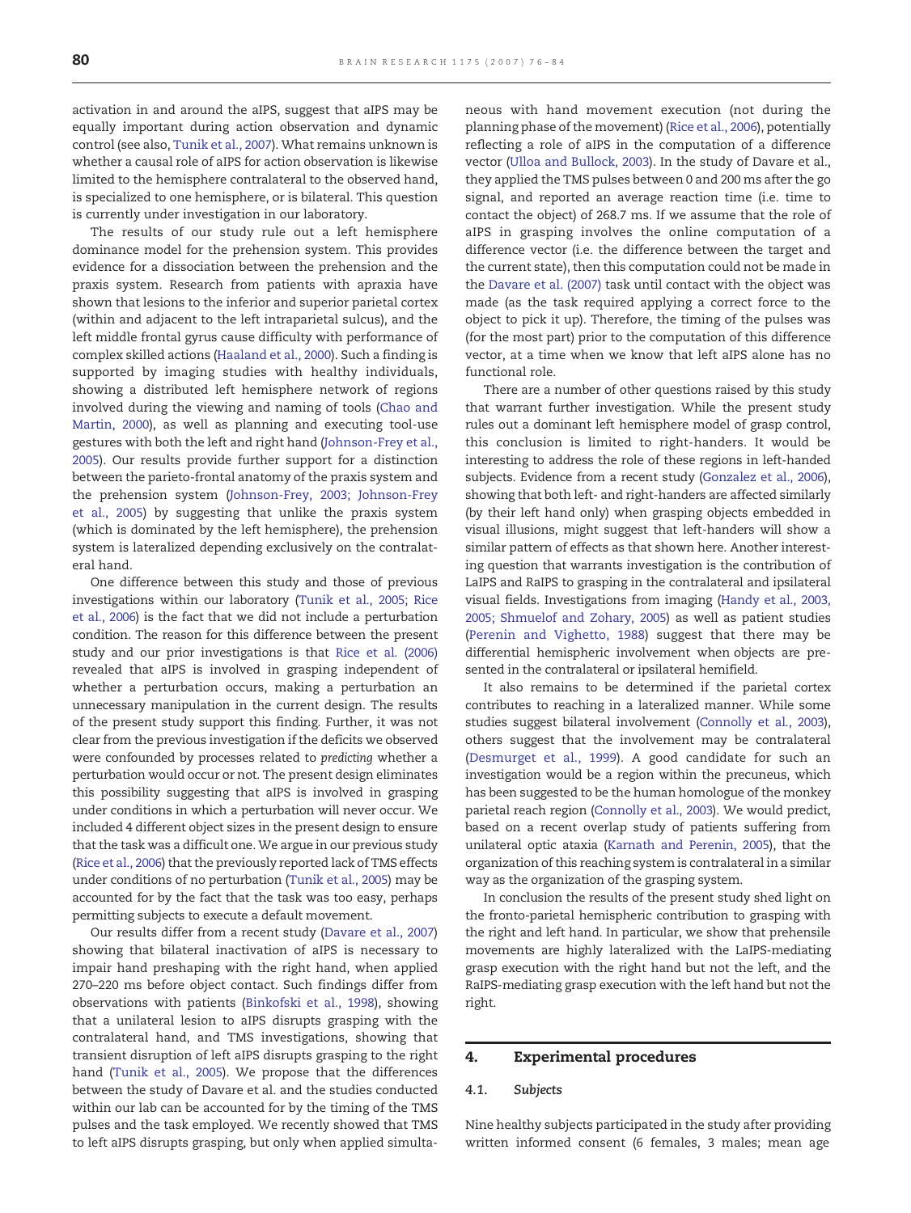activation in and around the aIPS, suggest that aIPS may be equally important during action observation and dynamic control (see also, Tunik et al., 2007). What remains unknown is whether a causal role of aIPS for action observation is likewise limited to the hemisphere contralateral to the observed hand, is specialized to one hemisphere, or is bilateral. This question is currently under investigation in our laboratory.

The results of our study rule out a left hemisphere dominance model for the prehension system. This provides evidence for a dissociation between the prehension and the praxis system. Research from patients with apraxia have shown that lesions to the inferior and superior parietal cortex (within and adjacent to the left intraparietal sulcus), and the left middle frontal gyrus cause difficulty with performance of complex skilled actions (Haaland et al., 2000). Such a finding is supported by imaging studies with healthy individuals, showing a distributed left hemisphere network of regions involved during the viewing and naming of tools (Chao and Martin, 2000), as well as planning and executing tool-use gestures with both the left and right hand (Johnson-Frey et al., 2005). Our results provide further support for a distinction between the parieto-frontal anatomy of the praxis system and the prehension system (Johnson-Frey, 2003; Johnson-Frey et al., 2005) by suggesting that unlike the praxis system (which is dominated by the left hemisphere), the prehension system is lateralized depending exclusively on the contralateral hand.

One difference between this study and those of previous investigations within our laboratory (Tunik et al., 2005; Rice et al., 2006) is the fact that we did not include a perturbation condition. The reason for this difference between the present study and our prior investigations is that Rice et al. (2006) revealed that aIPS is involved in grasping independent of whether a perturbation occurs, making a perturbation an unnecessary manipulation in the current design. The results of the present study support this finding. Further, it was not clear from the previous investigation if the deficits we observed were confounded by processes related to *predicting* whether a perturbation would occur or not. The present design eliminates this possibility suggesting that aIPS is involved in grasping under conditions in which a perturbation will never occur. We included 4 different object sizes in the present design to ensure that the task was a difficult one. We argue in our previous study (Rice et al., 2006) that the previously reported lack of TMS effects under conditions of no perturbation (Tunik et al., 2005) may be accounted for by the fact that the task was too easy, perhaps permitting subjects to execute a default movement.

Our results differ from a recent study (Davare et al., 2007) showing that bilateral inactivation of aIPS is necessary to impair hand preshaping with the right hand, when applied 270–220 ms before object contact. Such findings differ from observations with patients (Binkofski et al., 1998), showing that a unilateral lesion to aIPS disrupts grasping with the contralateral hand, and TMS investigations, showing that transient disruption of left aIPS disrupts grasping to the right hand (Tunik et al., 2005). We propose that the differences between the study of Davare et al. and the studies conducted within our lab can be accounted for by the timing of the TMS pulses and the task employed. We recently showed that TMS to left aIPS disrupts grasping, but only when applied simultaneous with hand movement execution (not during the planning phase of the movement) (Rice et al., 2006), potentially reflecting a role of aIPS in the computation of a difference vector (Ulloa and Bullock, 2003). In the study of Davare et al., they applied the TMS pulses between 0 and 200 ms after the go signal, and reported an average reaction time (i.e. time to contact the object) of 268.7 ms. If we assume that the role of aIPS in grasping involves the online computation of a difference vector (i.e. the difference between the target and the current state), then this computation could not be made in the Davare et al. (2007) task until contact with the object was made (as the task required applying a correct force to the object to pick it up). Therefore, the timing of the pulses was (for the most part) prior to the computation of this difference vector, at a time when we know that left aIPS alone has no functional role.

There are a number of other questions raised by this study that warrant further investigation. While the present study rules out a dominant left hemisphere model of grasp control, this conclusion is limited to right-handers. It would be interesting to address the role of these regions in left-handed subjects. Evidence from a recent study (Gonzalez et al., 2006), showing that both left- and right-handers are affected similarly (by their left hand only) when grasping objects embedded in visual illusions, might suggest that left-handers will show a similar pattern of effects as that shown here. Another interesting question that warrants investigation is the contribution of LaIPS and RaIPS to grasping in the contralateral and ipsilateral visual fields. Investigations from imaging (Handy et al., 2003, 2005; Shmuelof and Zohary, 2005) as well as patient studies (Perenin and Vighetto, 1988) suggest that there may be differential hemispheric involvement when objects are presented in the contralateral or ipsilateral hemifield.

It also remains to be determined if the parietal cortex contributes to reaching in a lateralized manner. While some studies suggest bilateral involvement (Connolly et al., 2003), others suggest that the involvement may be contralateral (Desmurget et al., 1999). A good candidate for such an investigation would be a region within the precuneus, which has been suggested to be the human homologue of the monkey parietal reach region (Connolly et al., 2003). We would predict, based on a recent overlap study of patients suffering from unilateral optic ataxia (Karnath and Perenin, 2005), that the organization of this reaching system is contralateral in a similar way as the organization of the grasping system.

In conclusion the results of the present study shed light on the fronto-parietal hemispheric contribution to grasping with the right and left hand. In particular, we show that prehensile movements are highly lateralized with the LaIPS-mediating grasp execution with the right hand but not the left, and the RaIPS-mediating grasp execution with the left hand but not the right.

## 4. Experimental procedures

### 4.1. Subjects

Nine healthy subjects participated in the study after providing written informed consent (6 females, 3 males; mean age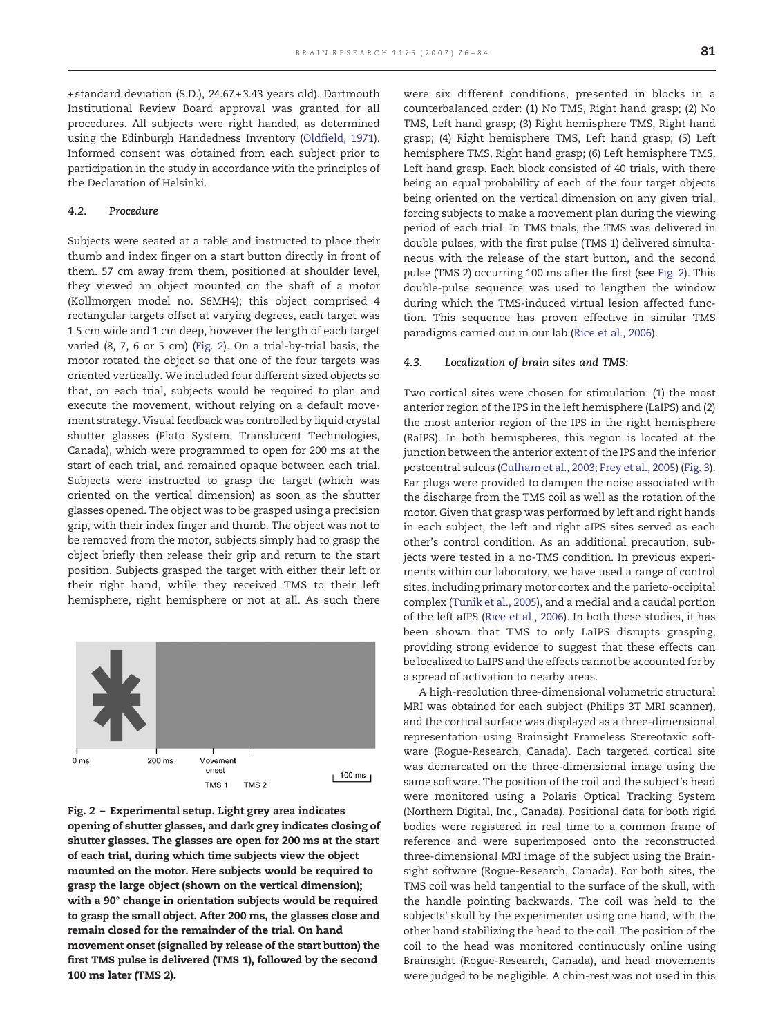±standard deviation (S.D.), 24.67±3.43 years old). Dartmouth Institutional Review Board approval was granted for all procedures. All subjects were right handed, as determined using the Edinburgh Handedness Inventory (Oldfield, 1971). Informed consent was obtained from each subject prior to participation in the study in accordance with the principles of the Declaration of Helsinki.

### 4.2. *Procedure*

Subjects were seated at a table and instructed to place their thumb and index finger on a start button directly in front of them. 57 cm away from them, positioned at shoulder level, they viewed an object mounted on the shaft of a motor (Kollmorgen model no. S6MH4); this object comprised 4 rectangular targets offset at varying degrees, each target was 1.5 cm wide and 1 cm deep, however the length of each target varied (8, 7, 6 or 5 cm) (Fig. 2). On a trial-by-trial basis, the motor rotated the object so that one of the four targets was oriented vertically. We included four different sized objects so that, on each trial, subjects would be required to plan and execute the movement, without relying on a default movement strategy. Visual feedback was controlled by liquid crystal shutter glasses (Plato System, Translucent Technologies, Canada), which were programmed to open for 200 ms at the start of each trial, and remained opaque between each trial. Subjects were instructed to grasp the target (which was oriented on the vertical dimension) as soon as the shutter glasses opened. The object was to be grasped using a precision grip, with their index finger and thumb. The object was not to be removed from the motor, subjects simply had to grasp the object briefly then release their grip and return to the start position. Subjects grasped the target with either their left or their right hand, while they received TMS to their left hemisphere, right hemisphere or not at all. As such there were six different conditions, presented in blocks in a counterbalanced order: (1) No TMS, Right hand grasp; (2) No TMS, Left hand grasp; (3) Right hemisphere TMS, Right hand grasp; (4) Right hemisphere TMS, Left hand grasp; (5) Left hemisphere TMS, Right hand grasp; (6) Left hemisphere TMS, Left hand grasp. Each block consisted of 40 trials, with there being an equal probability of each of the four target objects being oriented on the vertical dimension on any given trial, forcing subjects to make a movement plan during the viewing period of each trial. In TMS trials, the TMS was delivered in double pulses, with the first pulse (TMS 1) delivered simultaneous with the release of the start button, and the second pulse (TMS 2) occurring 100 ms after the first (see Fig. 2). This double-pulse sequence was used to lengthen the window during which the TMS-induced virtual lesion affected function. This sequence has proven effective in similar TMS paradigms carried out in our lab (Rice et al., 2006).

**Fig. 2 – Experimental setup. Light grey area indicates opening of shutter glasses, and dark grey indicates closing of shutter glasses. The glasses are open for 200 ms at the start of each trial, during which time subjects view the object mounted on the motor. Here subjects would be required to grasp the large object (shown on the vertical dimension); with a 90° change in orientation subjects would be required to grasp the small object. After 200 ms, the glasses close and remain closed for the remainder of the trial. On hand movement onset (signalled by release of the start button) the first TMS pulse is delivered (TMS 1), followed by the second 100 ms later (TMS 2).**

### 4.3. *Localization of brain sites and TMS:*

Two cortical sites were chosen for stimulation: (1) the most anterior region of the IPS in the left hemisphere (LaIPS) and (2) the most anterior region of the IPS in the right hemisphere (RaIPS). In both hemispheres, this region is located at the junction between the anterior extent of the IPS and the inferior postcentral sulcus (Culham et al., 2003; Frey et al., 2005) (Fig. 3). Ear plugs were provided to dampen the noise associated with the discharge from the TMS coil as well as the rotation of the motor. Given that grasp was performed by left and right hands in each subject, the left and right aIPS sites served as each other's control condition. As an additional precaution, subjects were tested in a no-TMS condition. In previous experiments within our laboratory, we have used a range of control sites, including primary motor cortex and the parieto-occipital complex (Tunik et al., 2005), and a medial and a caudal portion of the left aIPS (Rice et al., 2006). In both these studies, it has been shown that TMS to *only* LaIPS disrupts grasping, providing strong evidence to suggest that these effects can be localized to LaIPS and the effects cannot be accounted for by a spread of activation to nearby areas.

A high-resolution three-dimensional volumetric structural MRI was obtained for each subject (Philips 3T MRI scanner), and the cortical surface was displayed as a three-dimensional representation using Brainsight Frameless Stereotaxic software (Rogue-Research, Canada). Each targeted cortical site was demarcated on the three-dimensional image using the same software. The position of the coil and the subject's head were monitored using a Polaris Optical Tracking System (Northern Digital, Inc., Canada). Positional data for both rigid bodies were registered in real time to a common frame of reference and were superimposed onto the reconstructed three-dimensional MRI image of the subject using the Brainsight software (Rogue-Research, Canada). For both sites, the TMS coil was held tangential to the surface of the skull, with the handle pointing backwards. The coil was held to the subjects' skull by the experimenter using one hand, with the other hand stabilizing the head to the coil. The position of the coil to the head was monitored continuously online using Brainsight (Rogue-Research, Canada), and head movements were judged to be negligible. A chin-rest was not used in this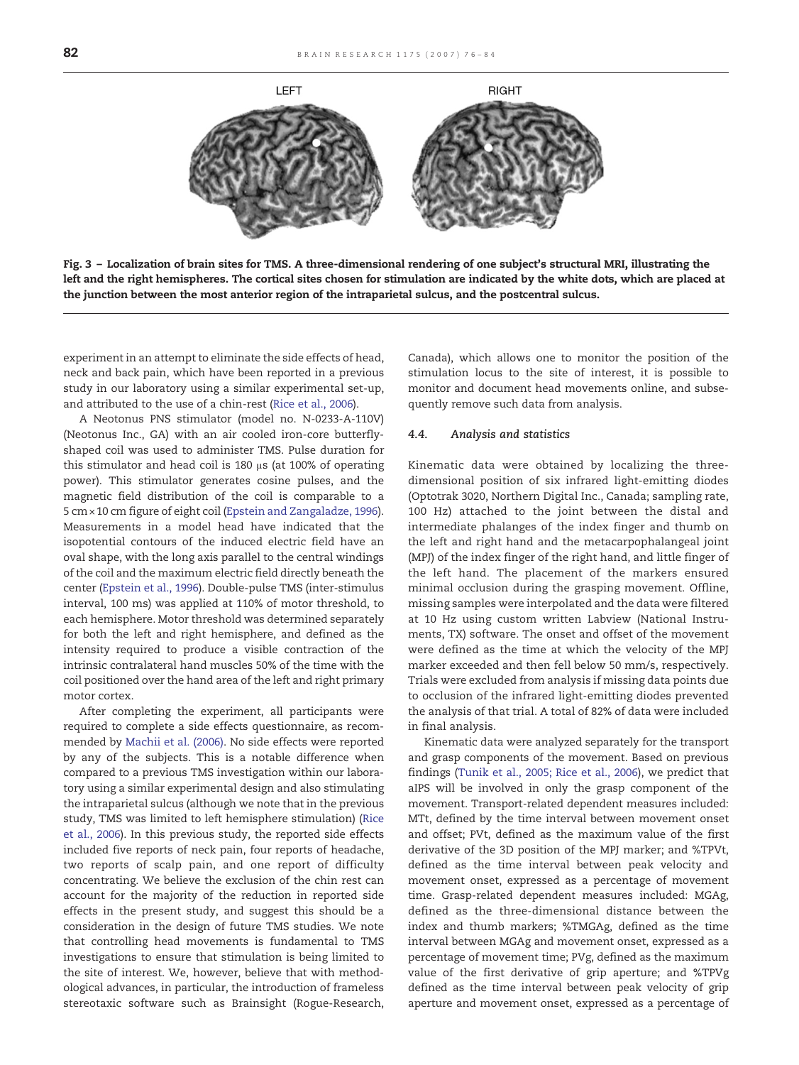LEFT RIGHT

**Fig. 3 – Localization of brain sites for TMS. A three-dimensional rendering of one subject's structural MRI, illustrating the left and the right hemispheres. The cortical sites chosen for stimulation are indicated by the white dots, which are placed at the junction between the most anterior region of the intraparietal sulcus, and the postcentral sulcus.**

experiment in an attempt to eliminate the side effects of head, neck and back pain, which have been reported in a previous study in our laboratory using a similar experimental set-up, and attributed to the use of a chin-rest (Rice et al., 2006).

A Neotonus PNS stimulator (model no. N-0233-A-110V) (Neotonus Inc., GA) with an air cooled iron-core butterfly-shaped coil was used to administer TMS. Pulse duration for this stimulator and head coil is 180 μs (at 100% of operating power). This stimulator generates cosine pulses, and the magnetic field distribution of the coil is comparable to a 5 cm × 10 cm figure of eight coil (Epstein and Zangaladze, 1996). Measurements in a model head have indicated that the isopotential contours of the induced electric field have an oval shape, with the long axis parallel to the central windings of the coil and the maximum electric field directly beneath the center (Epstein et al., 1996). Double-pulse TMS (inter-stimulus interval, 100 ms) was applied at 110% of motor threshold, to each hemisphere. Motor threshold was determined separately for both the left and right hemisphere, and defined as the intensity required to produce a visible contraction of the intrinsic contralateral hand muscles 50% of the time with the coil positioned over the hand area of the left and right primary motor cortex.

After completing the experiment, all participants were required to complete a side effects questionnaire, as recommended by Machii et al. (2006). No side effects were reported by any of the subjects. This is a notable difference when compared to a previous TMS investigation within our laboratory using a similar experimental design and also stimulating the intraparietal sulcus (although we note that in the previous study, TMS was limited to left hemisphere stimulation) (Rice et al., 2006). In this previous study, the reported side effects included five reports of neck pain, four reports of headache, two reports of scalp pain, and one report of difficulty concentrating. We believe the exclusion of the chin rest can account for the majority of the reduction in reported side effects in the present study, and suggest this should be a consideration in the design of future TMS studies. We note that controlling head movements is fundamental to TMS investigations to ensure that stimulation is being limited to the site of interest. We, however, believe that with methodological advances, in particular, the introduction of frameless stereotaxic software such as Brainsight (Rogue-Research, Canada), which allows one to monitor the position of the stimulation locus to the site of interest, it is possible to monitor and document head movements online, and subsequently remove such data from analysis.

### 4.4. Analysis and statistics

Kinematic data were obtained by localizing the three-dimensional position of six infrared light-emitting diodes (Optotrak 3020, Northern Digital Inc., Canada; sampling rate, 100 Hz) attached to the joint between the distal and intermediate phalanges of the index finger and thumb on the left and right hand and the metacarpophalangeal joint (MPJ) of the index finger of the right hand, and little finger of the left hand. The placement of the markers ensured minimal occlusion during the grasping movement. Offline, missing samples were interpolated and the data were filtered at 10 Hz using custom written Labview (National Instruments, TX) software. The onset and offset of the movement were defined as the time at which the velocity of the MPJ marker exceeded and then fell below 50 mm/s, respectively. Trials were excluded from analysis if missing data points due to occlusion of the infrared light-emitting diodes prevented the analysis of that trial. A total of 82% of data were included in final analysis.

Kinematic data were analyzed separately for the transport and grasp components of the movement. Based on previous findings (Tunik et al., 2005; Rice et al., 2006), we predict that aIPS will be involved in only the grasp component of the movement. Transport-related dependent measures included: MTt, defined by the time interval between movement onset and offset; PVt, defined as the maximum value of the first derivative of the 3D position of the MPJ marker; and %TPVt, defined as the time interval between peak velocity and movement onset, expressed as a percentage of movement time. Grasp-related dependent measures included: MGAg, defined as the three-dimensional distance between the index and thumb markers; %TMGAg, defined as the time interval between MGAg and movement onset, expressed as a percentage of movement time; PVg, defined as the maximum value of the first derivative of grip aperture; and %TPVg defined as the time interval between peak velocity of grip aperture and movement onset, expressed as a percentage of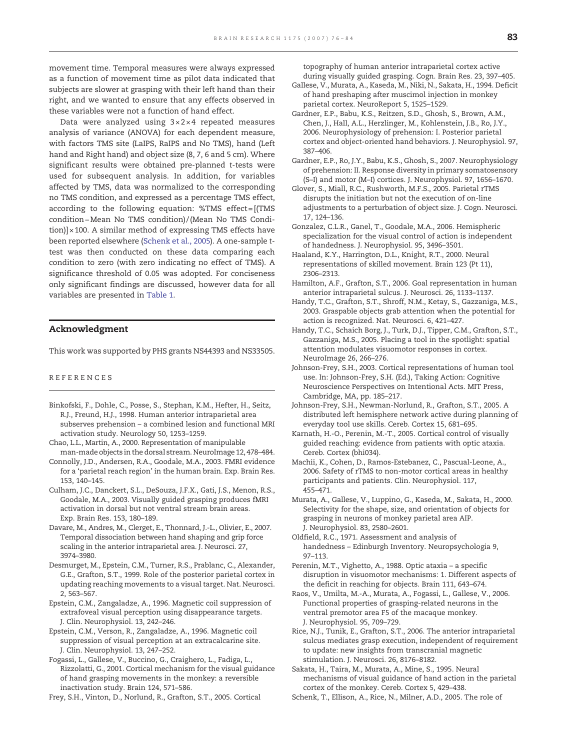movement time. Temporal measures were always expressed as a function of movement time as pilot data indicated that subjects are slower at grasping with their left hand than their right, and we wanted to ensure that any effects observed in these variables were not a function of hand effect.

Data were analyzed using $3 \times 2 \times 4$ repeated measures analysis of variance (ANOVA) for each dependent measure, with factors TMS site (LaIPS, RaIPS and No TMS), hand (Left hand and Right hand) and object size (8, 7, 6 and 5 cm). Where significant results were obtained pre-planned *t*-tests were used for subsequent analysis. In addition, for variables affected by TMS, data was normalized to the corresponding no TMS condition, and expressed as a percentage TMS effect, according to the following equation: %TMS effect = [(TMS condition − Mean No TMS condition)/(Mean No TMS Condition)] × 100. A similar method of expressing TMS effects have been reported elsewhere (Schenk et al., 2005). A one-sample *t*-test was then conducted on these data comparing each condition to zero (with zero indicating no effect of TMS). A significance threshold of 0.05 was adopted. For conciseness only significant findings are discussed, however data for all variables are presented in Table 1.

## Acknowledgment

This work was supported by PHS grants NS44393 and NS33505.

## REFERENCES

Binkofski, F., Dohle, C., Posse, S., Stephan, K.M., Hefter, H., Seitz, R.J., Freund, H.J., 1998. Human anterior intraparietal area subserves prehension – a combined lesion and functional MRI activation study. Neurology 50, 1253–1259.

Chao, L.L., Martin, A., 2000. Representation of manipulable man-made objects in the dorsal stream. NeuroImage 12, 478–484.

Connolly, J.D., Andersen, R.A., Goodale, M.A., 2003. FMRI evidence for a 'parietal reach region' in the human brain. Exp. Brain Res. 153, 140–145.

Culham, J.C., Danckert, S.L., DeSouza, J.F.X., Gati, J.S., Menon, R.S., Goodale, M.A., 2003. Visually guided grasping produces fMRI activation in dorsal but not ventral stream brain areas. Exp. Brain Res. 153, 180–189.

Davare, M., Andres, M., Clerget, E., Thonnard, J.-L., Olivier, E., 2007. Temporal dissociation between hand shaping and grip force scaling in the anterior intraparietal area. J. Neurosci. 27, 3974–3980.

Desmurget, M., Epstein, C.M., Turner, R.S., Prablanc, C., Alexander, G.E., Grafton, S.T., 1999. Role of the posterior parietal cortex in updating reaching movements to a visual target. Nat. Neurosci. 2, 563–567.

Epstein, C.M., Zangaladze, A., 1996. Magnetic coil suppression of extrafoveal visual perception using disappearance targets. J. Clin. Neurophysiol. 13, 242–246.

Epstein, C.M., Verson, R., Zangaladze, A., 1996. Magnetic coil suppression of visual perception at an extracalcarine site. J. Clin. Neurophysiol. 13, 247–252.

Fogassi, L., Gallese, V., Buccino, G., Craighero, L., Fadiga, L., Rizzolatti, G., 2001. Cortical mechanism for the visual guidance of hand grasping movements in the monkey: a reversible inactivation study. Brain 124, 571–586.

Frey, S.H., Vinton, D., Norlund, R., Grafton, S.T., 2005. Cortical topography of human anterior intraparietal cortex active during visually guided grasping. Cogn. Brain Res. 23, 397–405.

Gallese, V., Murata, A., Kaseda, M., Niki, N., Sakata, H., 1994. Deficit of hand preshaping after muscimol injection in monkey parietal cortex. NeuroReport 5, 1525–1529.

Gardner, E.P., Babu, K.S., Reitzen, S.D., Ghosh, S., Brown, A.M., Chen, J., Hall, A.L., Herzlinger, M., Kohlenstein, J.B., Ro, J.Y., 2006. Neurophysiology of prehension: I. Posterior parietal cortex and object-oriented hand behaviors. J. Neurophysiol. 97, 387–406.

Gardner, E.P., Ro, J.Y., Babu, K.S., Ghosh, S., 2007. Neurophysiology of prehension: II. Response diversity in primary somatosensory (S–I) and motor (M–I) cortices. J. Neurophysiol. 97, 1656–1670.

Glover, S., Miall, R.C., Rushworth, M.F.S., 2005. Parietal rTMS disrupts the initiation but not the execution of on-line adjustments to a perturbation of object size. J. Cogn. Neurosci. 17, 124–136.

Gonzalez, C.L.R., Ganel, T., Goodale, M.A., 2006. Hemispheric specialization for the visual control of action is independent of handedness. J. Neurophysiol. 95, 3496–3501.

Haaland, K.Y., Harrington, D.L., Knight, R.T., 2000. Neural representations of skilled movement. Brain 123 (Pt 11), 2306–2313.

Hamilton, A.F., Grafton, S.T., 2006. Goal representation in human anterior intraparietal sulcus. J. Neurosci. 26, 1133–1137.

Handy, T.C., Grafton, S.T., Shroff, N.M., Ketay, S., Gazzaniga, M.S., 2003. Graspable objects grab attention when the potential for action is recognized. Nat. Neurosci. 6, 421–427.

Handy, T.C., Schaich Borg, J., Turk, D.J., Tipper, C.M., Grafton, S.T., Gazzaniga, M.S., 2005. Placing a tool in the spotlight: spatial attention modulates visuomotor responses in cortex. NeuroImage 26, 266–276.

Johnson-Frey, S.H., 2003. Cortical representations of human tool use. In: Johnson-Frey, S.H. (Ed.), Taking Action: Cognitive Neuroscience Perspectives on Intentional Acts. MIT Press, Cambridge, MA, pp. 185–217.

Johnson-Frey, S.H., Newman-Norlund, R., Grafton, S.T., 2005. A distributed left hemisphere network active during planning of everyday tool use skills. Cereb. Cortex 15, 681–695.

Karnath, H.-O., Perenin, M.-T., 2005. Cortical control of visually guided reaching: evidence from patients with optic ataxia. Cereb. Cortex (bhi034).

Machii, K., Cohen, D., Ramos-Estebanez, C., Pascual-Leone, A., 2006. Safety of rTMS to non-motor cortical areas in healthy participants and patients. Clin. Neurophysiol. 117, 455–471.

Murata, A., Gallese, V., Luppino, G., Kaseda, M., Sakata, H., 2000. Selectivity for the shape, size, and orientation of objects for grasping in neurons of monkey parietal area AIP. J. Neurophysiol. 83, 2580–2601.

Oldfield, R.C., 1971. Assessment and analysis of handedness – Edinburgh Inventory. Neuropsychologia 9, 97–113.

Perenin, M.T., Vighetto, A., 1988. Optic ataxia – a specific disruption in visuomotor mechanisms: 1. Different aspects of the deficit in reaching for objects. Brain 111, 643–674.

Raos, V., Umilta, M.-A., Murata, A., Fogassi, L., Gallese, V., 2006. Functional properties of grasping-related neurons in the ventral premotor area F5 of the macaque monkey. J. Neurophysiol. 95, 709–729.

Rice, N.J., Tunik, E., Grafton, S.T., 2006. The anterior intraparietal sulcus mediates grasp execution, independent of requirement to update: new insights from transcranial magnetic stimulation. J. Neurosci. 26, 8176–8182.

Sakata, H., Taira, M., Murata, A., Mine, S., 1995. Neural mechanisms of visual guidance of hand action in the parietal cortex of the monkey. Cereb. Cortex 5, 429–438.

Schenk, T., Ellison, A., Rice, N., Milner, A.D., 2005. The role of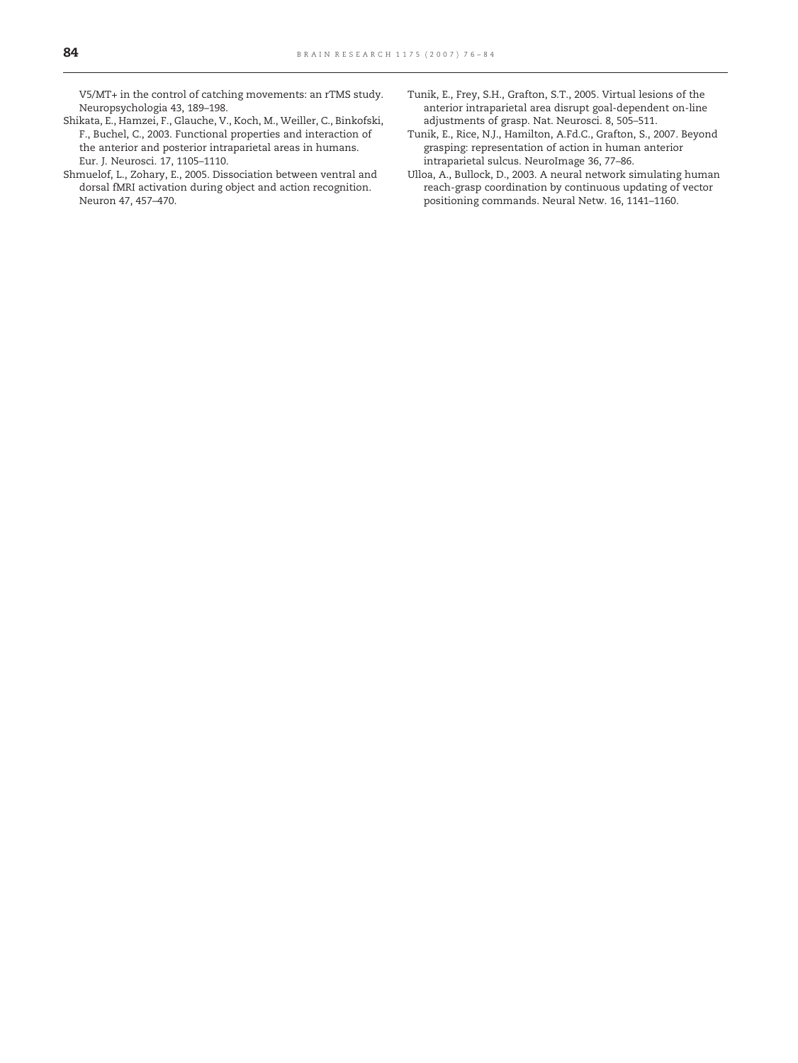V5/MT+ in the control of catching movements: an rTMS study. Neuropsychologia 43, 189–198.

Shikata, E., Hamzei, F., Glauche, V., Koch, M., Weiller, C., Binkofski, F., Buchel, C., 2003. Functional properties and interaction of the anterior and posterior intraparietal areas in humans. Eur. J. Neurosci. 17, 1105–1110.

Shmuelof, L., Zohary, E., 2005. Dissociation between ventral and dorsal fMRI activation during object and action recognition. Neuron 47, 457–470.

Tunik, E., Frey, S.H., Grafton, S.T., 2005. Virtual lesions of the anterior intraparietal area disrupt goal-dependent on-line adjustments of grasp. Nat. Neurosci. 8, 505–511.

Tunik, E., Rice, N.J., Hamilton, A.Fd.C., Grafton, S., 2007. Beyond grasping: representation of action in human anterior intraparietal sulcus. NeuroImage 36, 77–86.

Ulloa, A., Bullock, D., 2003. A neural network simulating human reach-grasp coordination by continuous updating of vector positioning commands. Neural Netw. 16, 1141–1160.